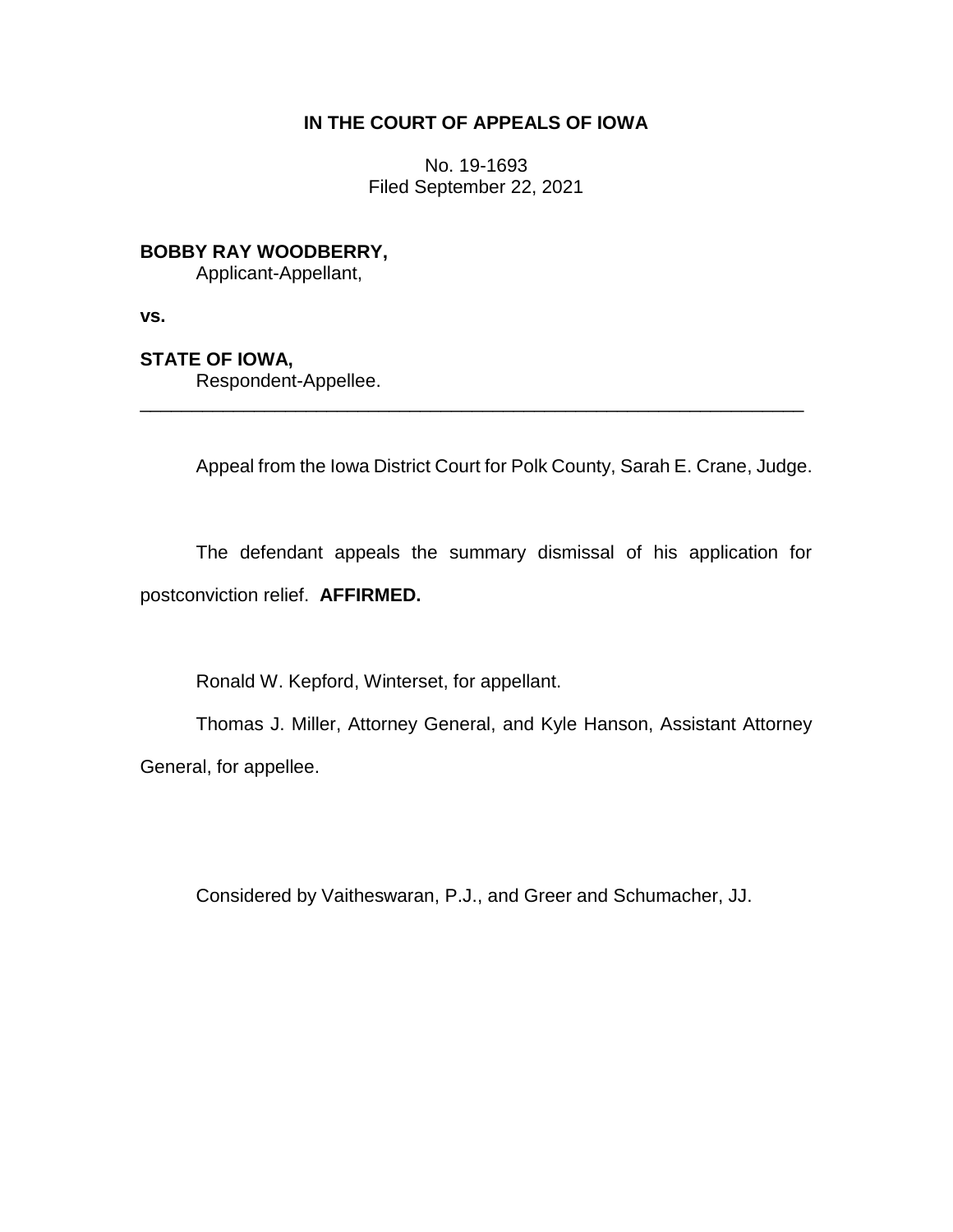# IN THE COURT OF APPEALS OF IOWA

No. 19-1693
Filed September 22, 2021

**BOBBY RAY WOODBERRY,**
Applicant-Appellant,

**vs.**

**STATE OF IOWA,**
Respondent-Appellee.

---

Appeal from the Iowa District Court for Polk County, Sarah E. Crane, Judge.

The defendant appeals the summary dismissal of his application for postconviction relief. **AFFIRMED.**

Ronald W. Kepford, Winterset, for appellant.

Thomas J. Miller, Attorney General, and Kyle Hanson, Assistant Attorney General, for appellee.

Considered by Vaitheswaran, P.J., and Greer and Schumacher, JJ.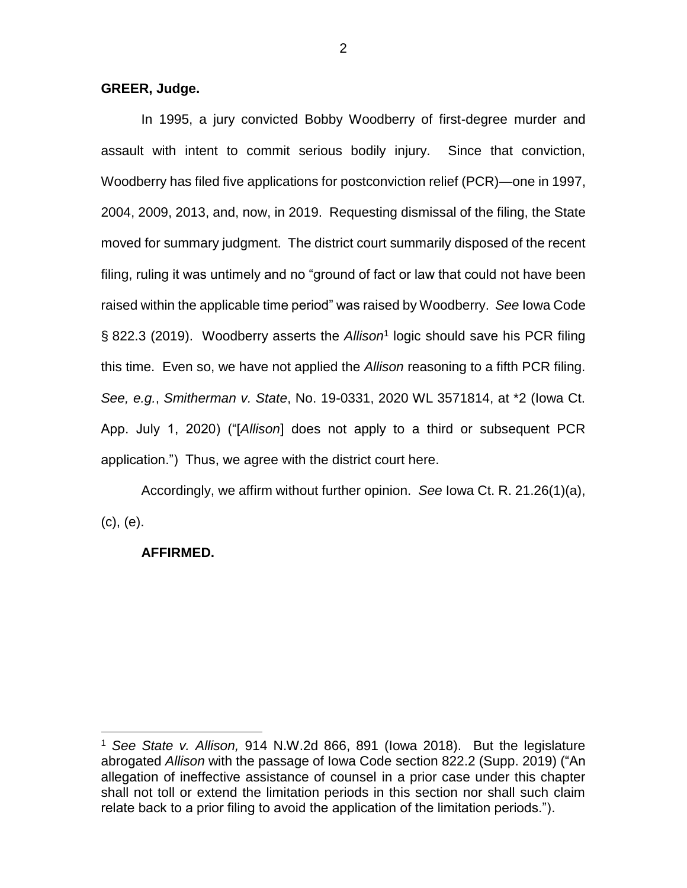**GREER, Judge.**

In 1995, a jury convicted Bobby Woodberry of first-degree murder and assault with intent to commit serious bodily injury. Since that conviction, Woodberry has filed five applications for postconviction relief (PCR)—one in 1997, 2004, 2009, 2013, and, now, in 2019. Requesting dismissal of the filing, the State moved for summary judgment. The district court summarily disposed of the recent filing, ruling it was untimely and no "ground of fact or law that could not have been raised within the applicable time period" was raised by Woodberry. *See* Iowa Code § 822.3 (2019). Woodberry asserts the *Allison*[1] logic should save his PCR filing this time. Even so, we have not applied the *Allison* reasoning to a fifth PCR filing. *See, e.g.*, *Smitherman v. State*, No. 19-0331, 2020 WL 3571814, at *2 (Iowa Ct. App. July 1, 2020) ("[*Allison*] does not apply to a third or subsequent PCR application.") Thus, we agree with the district court here.

Accordingly, we affirm without further opinion. *See* Iowa Ct. R. 21.26(1)(a), (c), (e).

**AFFIRMED.**

---

[1] *See State v. Allison,* 914 N.W.2d 866, 891 (Iowa 2018). But the legislature abrogated *Allison* with the passage of Iowa Code section 822.2 (Supp. 2019) ("An allegation of ineffective assistance of counsel in a prior case under this chapter shall not toll or extend the limitation periods in this section nor shall such claim relate back to a prior filing to avoid the application of the limitation periods.").